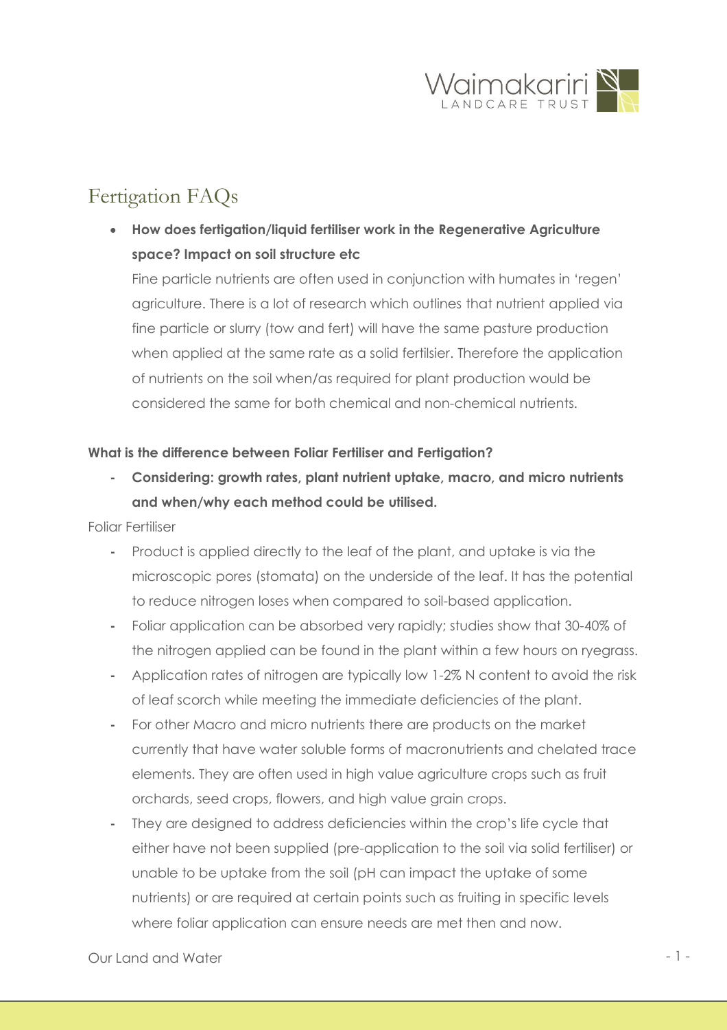# Fertigation FAQs

- **How does fertigation/liquid fertiliser work in the Regenerative Agriculture space? Impact on soil structure etc**

  Fine particle nutrients are often used in conjunction with humates in 'regen' agriculture. There is a lot of research which outlines that nutrient applied via fine particle or slurry (tow and fert) will have the same pasture production when applied at the same rate as a solid fertilsier. Therefore the application of nutrients on the soil when/as required for plant production would be considered the same for both chemical and non-chemical nutrients.

**What is the difference between Foliar Fertiliser and Fertigation?**

- **Considering: growth rates, plant nutrient uptake, macro, and micro nutrients and when/why each method could be utilised.**

Foliar Fertiliser

- Product is applied directly to the leaf of the plant, and uptake is via the microscopic pores (stomata) on the underside of the leaf. It has the potential to reduce nitrogen loses when compared to soil-based application.
- Foliar application can be absorbed very rapidly; studies show that 30-40% of the nitrogen applied can be found in the plant within a few hours on ryegrass.
- Application rates of nitrogen are typically low 1-2% N content to avoid the risk of leaf scorch while meeting the immediate deficiencies of the plant.
- For other Macro and micro nutrients there are products on the market currently that have water soluble forms of macronutrients and chelated trace elements. They are often used in high value agriculture crops such as fruit orchards, seed crops, flowers, and high value grain crops.
- They are designed to address deficiencies within the crop's life cycle that either have not been supplied (pre-application to the soil via solid fertiliser) or unable to be uptake from the soil (pH can impact the uptake of some nutrients) or are required at certain points such as fruiting in specific levels where foliar application can ensure needs are met then and now.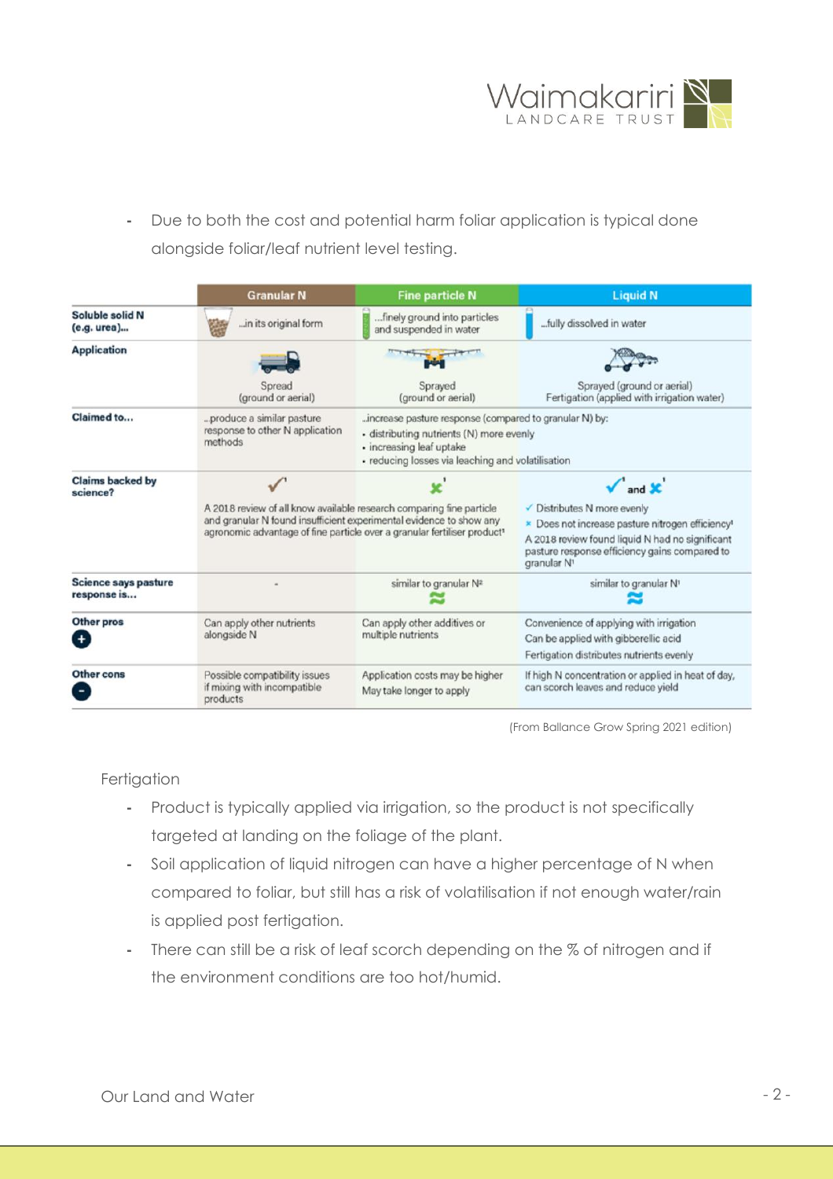- Due to both the cost and potential harm foliar application is typical done alongside foliar/leaf nutrient level testing.

| | Granular N | Fine particle N | Liquid N |
|---|---|---|---|
| **Soluble solid N (e.g. urea)...** | ...in its original form | ...finely ground into particles and suspended in water | ...fully dissolved in water |
| **Application** | Spread (ground or aerial) | Sprayed (ground or aerial) | Sprayed (ground or aerial) Fertigation (applied with irrigation water) |
| **Claimed to...** | ...produce a similar pasture response to other N application methods | ...increase pasture response (compared to granular N) by: • distributing nutrients (N) more evenly • increasing leaf uptake • reducing losses via leaching and volatilisation | |
| **Claims backed by science?** | ✓[1] | ✗[1] A 2018 review of all know available research comparing fine particle and granular N found insufficient experimental evidence to show any agronomic advantage of fine particle over a granular fertiliser product[1] | ✓[1] and ✗[1] ✓ Distributes N more evenly × Does not increase pasture nitrogen efficiency[1] A 2018 review found liquid N had no significant pasture response efficiency gains compared to granular N[1] |
| **Science says pasture response is...** | - | similar to granular N[2] ≈ | similar to granular N[1] ≈ |
| **Other pros** + | Can apply other nutrients alongside N | Can apply other additives or multiple nutrients | Convenience of applying with irrigation Can be applied with gibberellic acid Fertigation distributes nutrients evenly |
| **Other cons** − | Possible compatibility issues if mixing with incompatible products | Application costs may be higher May take longer to apply | If high N concentration or applied in heat of day, can scorch leaves and reduce yield |

(From Ballance Grow Spring 2021 edition)

Fertigation

- Product is typically applied via irrigation, so the product is not specifically targeted at landing on the foliage of the plant.
- Soil application of liquid nitrogen can have a higher percentage of N when compared to foliar, but still has a risk of volatilisation if not enough water/rain is applied post fertigation.
- There can still be a risk of leaf scorch depending on the % of nitrogen and if the environment conditions are too hot/humid.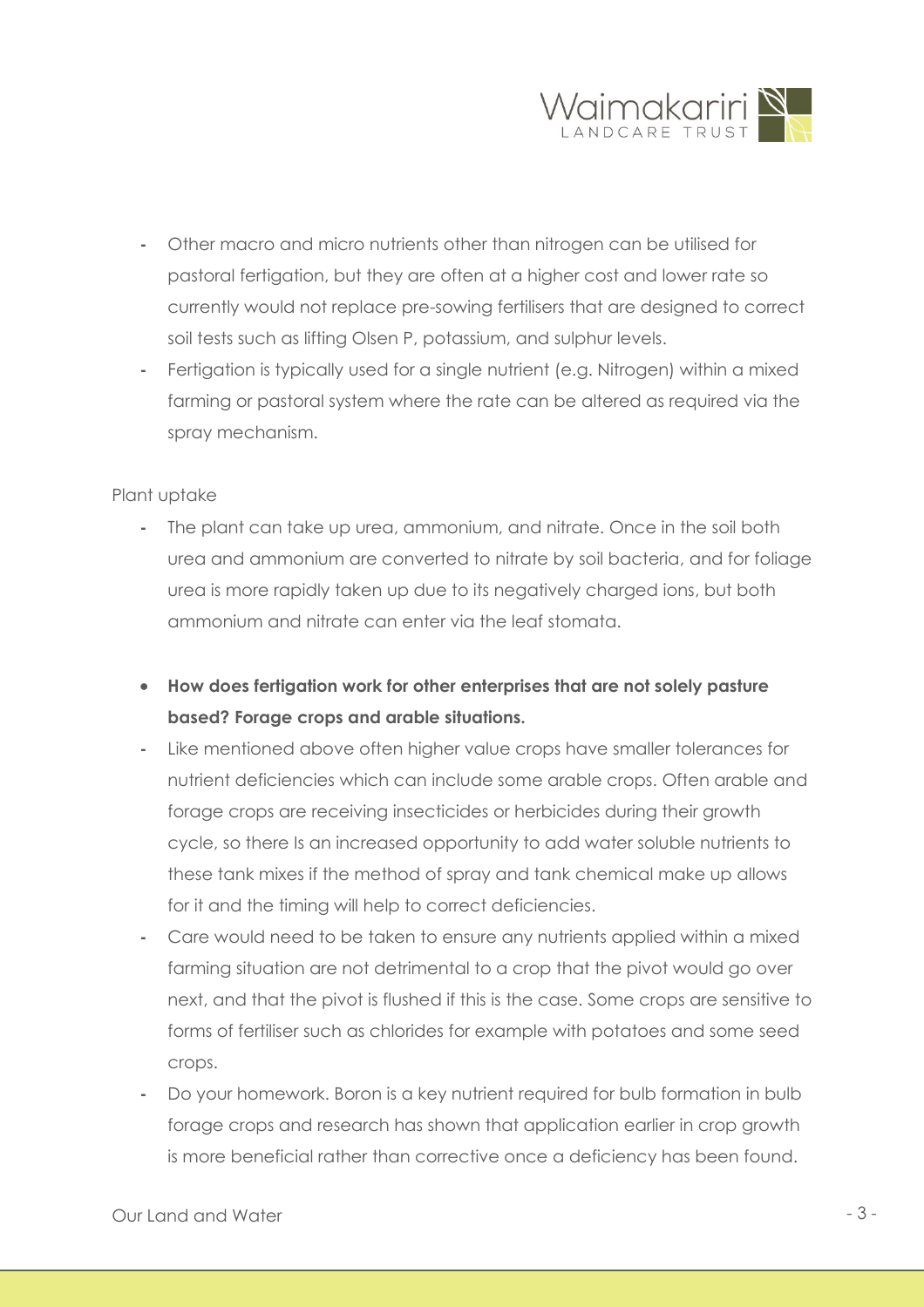- Other macro and micro nutrients other than nitrogen can be utilised for pastoral fertigation, but they are often at a higher cost and lower rate so currently would not replace pre-sowing fertilisers that are designed to correct soil tests such as lifting Olsen P, potassium, and sulphur levels.
- Fertigation is typically used for a single nutrient (e.g. Nitrogen) within a mixed farming or pastoral system where the rate can be altered as required via the spray mechanism.

Plant uptake

- The plant can take up urea, ammonium, and nitrate. Once in the soil both urea and ammonium are converted to nitrate by soil bacteria, and for foliage urea is more rapidly taken up due to its negatively charged ions, but both ammonium and nitrate can enter via the leaf stomata.

- **How does fertigation work for other enterprises that are not solely pasture based? Forage crops and arable situations.**

- Like mentioned above often higher value crops have smaller tolerances for nutrient deficiencies which can include some arable crops. Often arable and forage crops are receiving insecticides or herbicides during their growth cycle, so there Is an increased opportunity to add water soluble nutrients to these tank mixes if the method of spray and tank chemical make up allows for it and the timing will help to correct deficiencies.
- Care would need to be taken to ensure any nutrients applied within a mixed farming situation are not detrimental to a crop that the pivot would go over next, and that the pivot is flushed if this is the case. Some crops are sensitive to forms of fertiliser such as chlorides for example with potatoes and some seed crops.
- Do your homework. Boron is a key nutrient required for bulb formation in bulb forage crops and research has shown that application earlier in crop growth is more beneficial rather than corrective once a deficiency has been found.